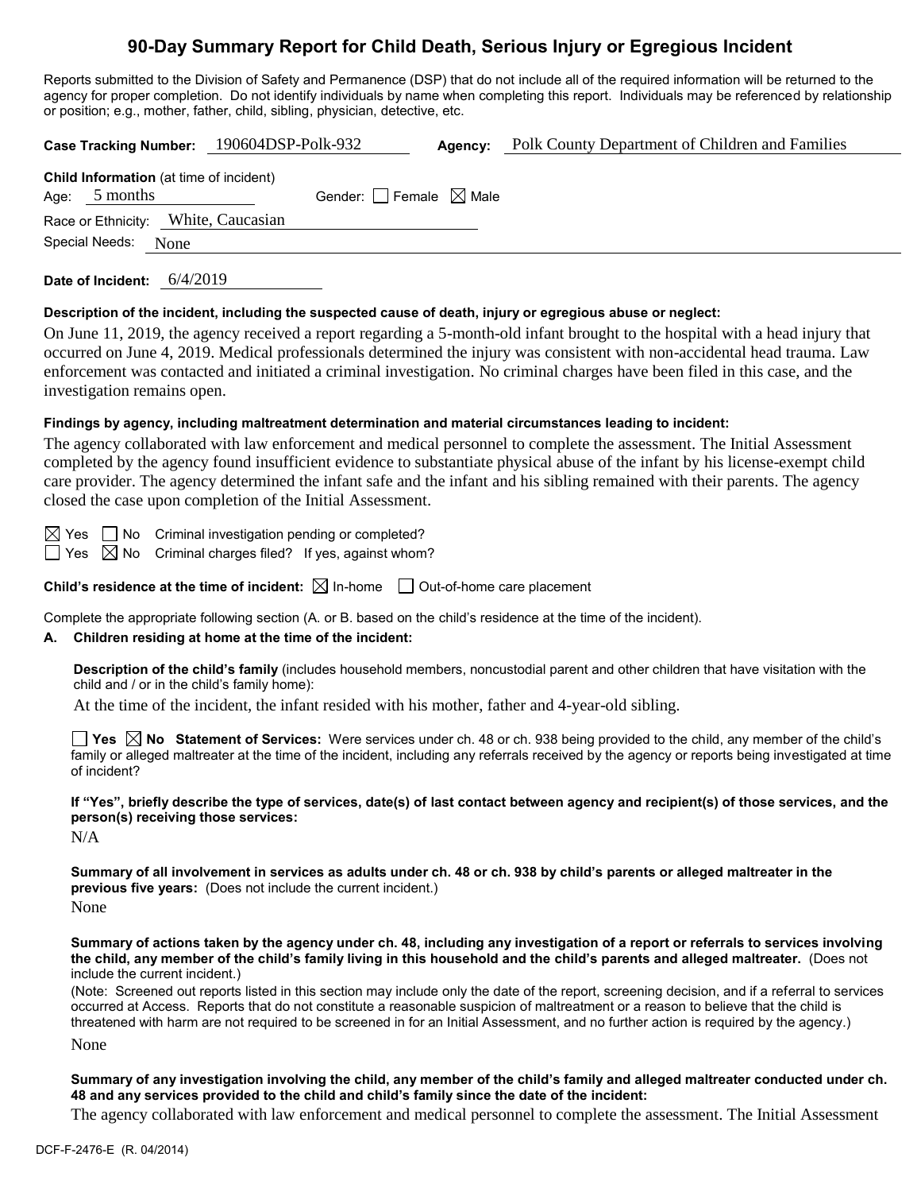# 90-Day Summary Report for Child Death, Serious Injury or Egregious Incident

Reports submitted to the Division of Safety and Permanence (DSP) that do not include all of the required information will be returned to the agency for proper completion. Do not identify individuals by name when completing this report. Individuals may be referenced by relationship or position; e.g., mother, father, child, sibling, physician, detective, etc.

**Case Tracking Number:** 190604DSP-Polk-932 **Agency:** Polk County Department of Children and Families

**Child Information** (at time of incident)

Age: 5 months Gender: ☐ Female ☒ Male

Race or Ethnicity: White, Caucasian

Special Needs: None

**Date of Incident:** 6/4/2019

**Description of the incident, including the suspected cause of death, injury or egregious abuse or neglect:**

On June 11, 2019, the agency received a report regarding a 5-month-old infant brought to the hospital with a head injury that occurred on June 4, 2019. Medical professionals determined the injury was consistent with non-accidental head trauma. Law enforcement was contacted and initiated a criminal investigation. No criminal charges have been filed in this case, and the investigation remains open.

**Findings by agency, including maltreatment determination and material circumstances leading to incident:**

The agency collaborated with law enforcement and medical personnel to complete the assessment. The Initial Assessment completed by the agency found insufficient evidence to substantiate physical abuse of the infant by his license-exempt child care provider. The agency determined the infant safe and the infant and his sibling remained with their parents. The agency closed the case upon completion of the Initial Assessment.

☒ Yes ☐ No Criminal investigation pending or completed?

☐ Yes ☒ No Criminal charges filed? If yes, against whom?

**Child's residence at the time of incident:** ☒ In-home ☐ Out-of-home care placement

Complete the appropriate following section (A. or B. based on the child's residence at the time of the incident).

**A. Children residing at home at the time of the incident:**

**Description of the child's family** (includes household members, noncustodial parent and other children that have visitation with the child and / or in the child's family home):

At the time of the incident, the infant resided with his mother, father and 4-year-old sibling.

☐ **Yes** ☒ **No** **Statement of Services:** Were services under ch. 48 or ch. 938 being provided to the child, any member of the child's family or alleged maltreater at the time of the incident, including any referrals received by the agency or reports being investigated at time of incident?

**If "Yes", briefly describe the type of services, date(s) of last contact between agency and recipient(s) of those services, and the person(s) receiving those services:**

N/A

**Summary of all involvement in services as adults under ch. 48 or ch. 938 by child's parents or alleged maltreater in the previous five years:** (Does not include the current incident.)

None

**Summary of actions taken by the agency under ch. 48, including any investigation of a report or referrals to services involving the child, any member of the child's family living in this household and the child's parents and alleged maltreater.** (Does not include the current incident.)

(Note: Screened out reports listed in this section may include only the date of the report, screening decision, and if a referral to services occurred at Access. Reports that do not constitute a reasonable suspicion of maltreatment or a reason to believe that the child is threatened with harm are not required to be screened in for an Initial Assessment, and no further action is required by the agency.)

None

**Summary of any investigation involving the child, any member of the child's family and alleged maltreater conducted under ch. 48 and any services provided to the child and child's family since the date of the incident:**

The agency collaborated with law enforcement and medical personnel to complete the assessment. The Initial Assessment

DCF-F-2476-E (R. 04/2014)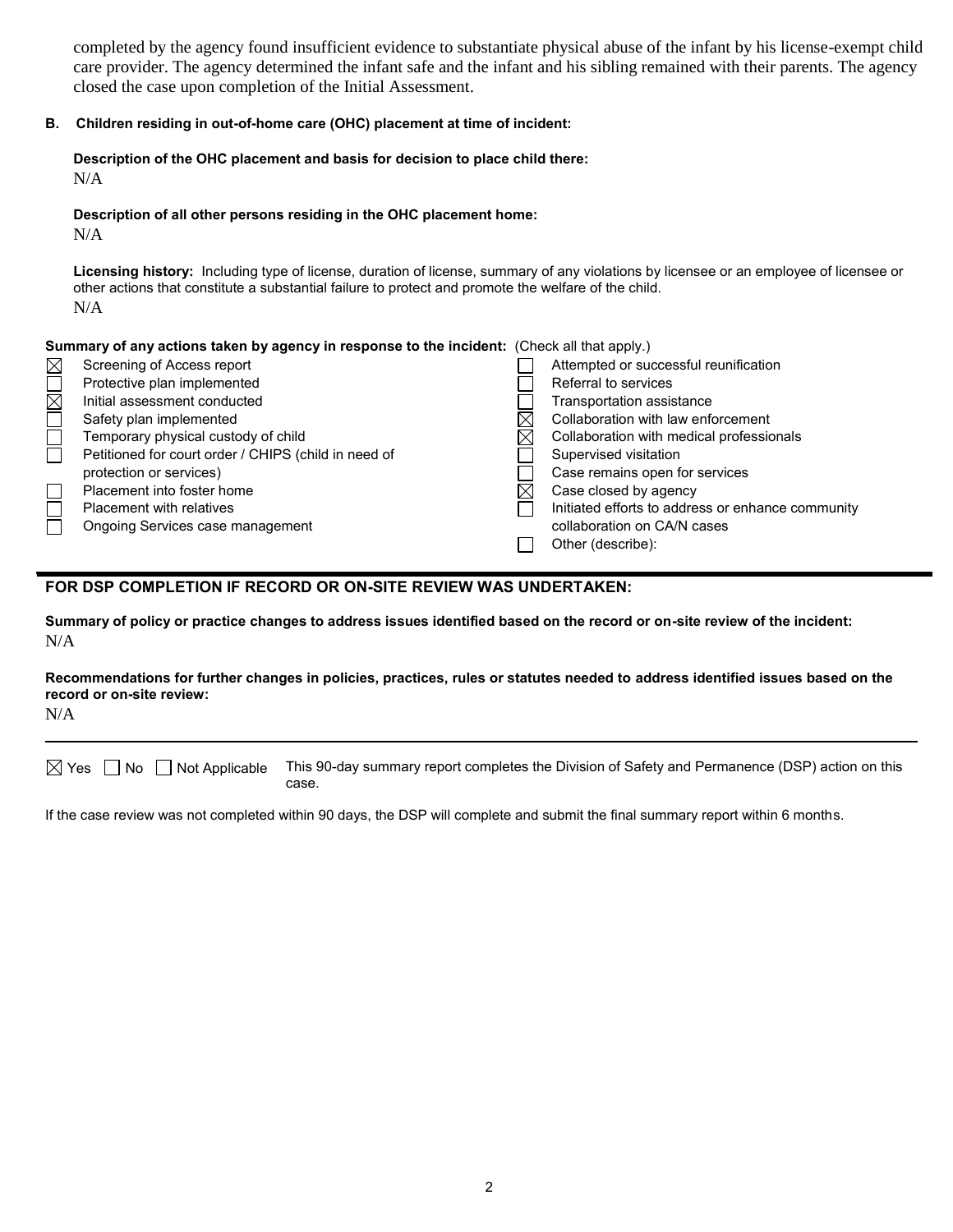completed by the agency found insufficient evidence to substantiate physical abuse of the infant by his license-exempt child care provider. The agency determined the infant safe and the infant and his sibling remained with their parents. The agency closed the case upon completion of the Initial Assessment.

**B. Children residing in out-of-home care (OHC) placement at time of incident:**

**Description of the OHC placement and basis for decision to place child there:**
N/A

**Description of all other persons residing in the OHC placement home:**
N/A

**Licensing history:** Including type of license, duration of license, summary of any violations by licensee or an employee of licensee or other actions that constitute a substantial failure to protect and promote the welfare of the child.
N/A

**Summary of any actions taken by agency in response to the incident:** (Check all that apply.)

- ☒ Screening of Access report
- ☐ Protective plan implemented
- ☒ Initial assessment conducted
- ☐ Safety plan implemented
- ☐ Temporary physical custody of child
- ☐ Petitioned for court order / CHIPS (child in need of protection or services)
- ☐ Placement into foster home
- ☐ Placement with relatives
- ☐ Ongoing Services case management
- ☐ Attempted or successful reunification
- ☐ Referral to services
- ☐ Transportation assistance
- ☒ Collaboration with law enforcement
- ☒ Collaboration with medical professionals
- ☐ Supervised visitation
- ☐ Case remains open for services
- ☒ Case closed by agency
- ☐ Initiated efforts to address or enhance community collaboration on CA/N cases
- ☐ Other (describe):

## FOR DSP COMPLETION IF RECORD OR ON-SITE REVIEW WAS UNDERTAKEN:

**Summary of policy or practice changes to address issues identified based on the record or on-site review of the incident:**
N/A

**Recommendations for further changes in policies, practices, rules or statutes needed to address identified issues based on the record or on-site review:**
N/A

☒ Yes ☐ No ☐ Not Applicable This 90-day summary report completes the Division of Safety and Permanence (DSP) action on this case.

If the case review was not completed within 90 days, the DSP will complete and submit the final summary report within 6 months.